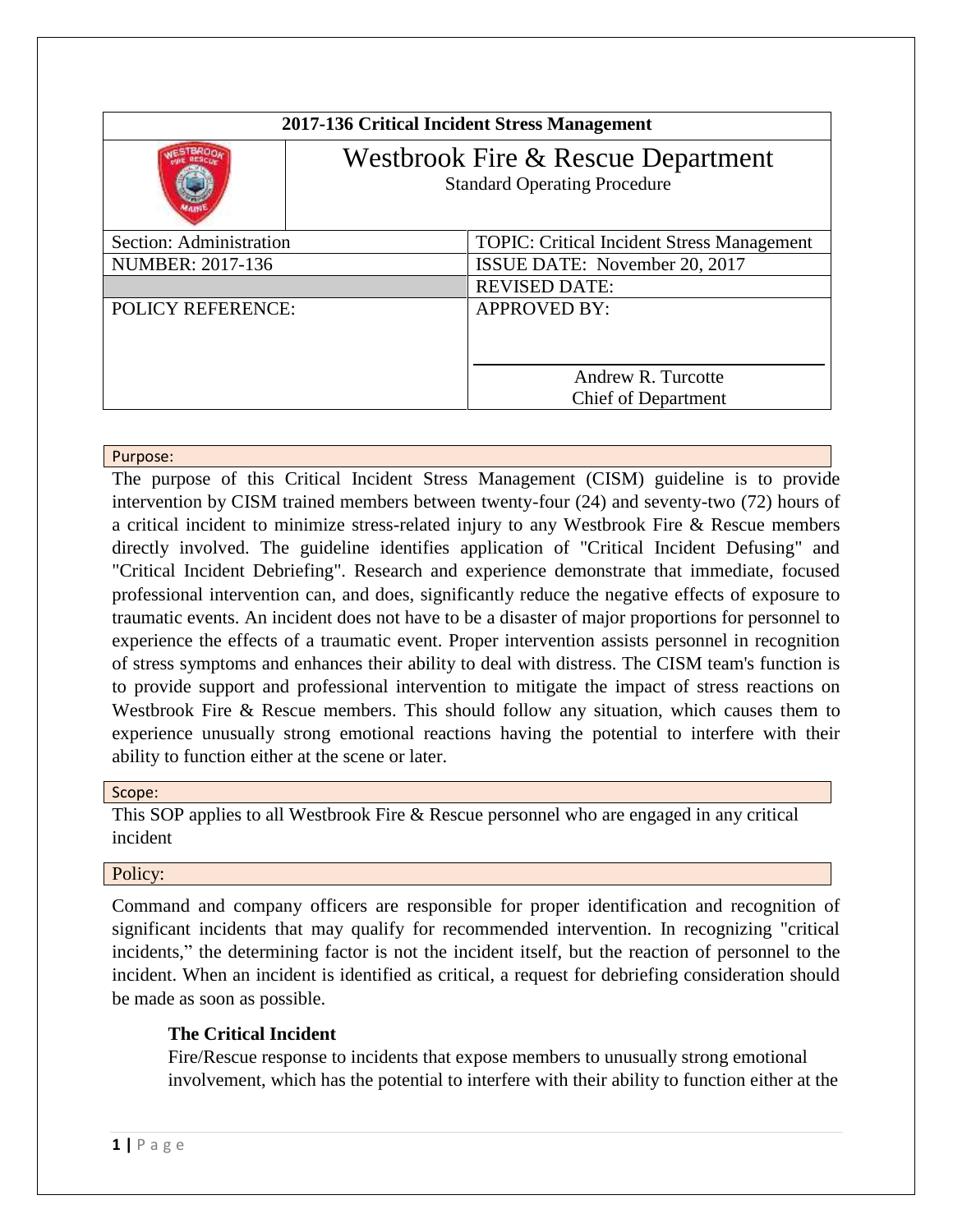| 2017-136 Critical Incident Stress Management | | |
|---|---|---|
| | Westbrook Fire & Rescue Department<br>Standard Operating Procedure | |
| Section: Administration | | TOPIC: Critical Incident Stress Management |
| NUMBER: 2017-136 | | ISSUE DATE: November 20, 2017 |
| | | REVISED DATE: |
| POLICY REFERENCE: | | APPROVED BY:<br><br>Andrew R. Turcotte<br>Chief of Department |

## Purpose:

The purpose of this Critical Incident Stress Management (CISM) guideline is to provide intervention by CISM trained members between twenty-four (24) and seventy-two (72) hours of a critical incident to minimize stress-related injury to any Westbrook Fire & Rescue members directly involved. The guideline identifies application of "Critical Incident Defusing" and "Critical Incident Debriefing". Research and experience demonstrate that immediate, focused professional intervention can, and does, significantly reduce the negative effects of exposure to traumatic events. An incident does not have to be a disaster of major proportions for personnel to experience the effects of a traumatic event. Proper intervention assists personnel in recognition of stress symptoms and enhances their ability to deal with distress. The CISM team's function is to provide support and professional intervention to mitigate the impact of stress reactions on Westbrook Fire & Rescue members. This should follow any situation, which causes them to experience unusually strong emotional reactions having the potential to interfere with their ability to function either at the scene or later.

## Scope:

This SOP applies to all Westbrook Fire & Rescue personnel who are engaged in any critical incident

## Policy:

Command and company officers are responsible for proper identification and recognition of significant incidents that may qualify for recommended intervention. In recognizing "critical incidents," the determining factor is not the incident itself, but the reaction of personnel to the incident. When an incident is identified as critical, a request for debriefing consideration should be made as soon as possible.

### The Critical Incident

Fire/Rescue response to incidents that expose members to unusually strong emotional involvement, which has the potential to interfere with their ability to function either at the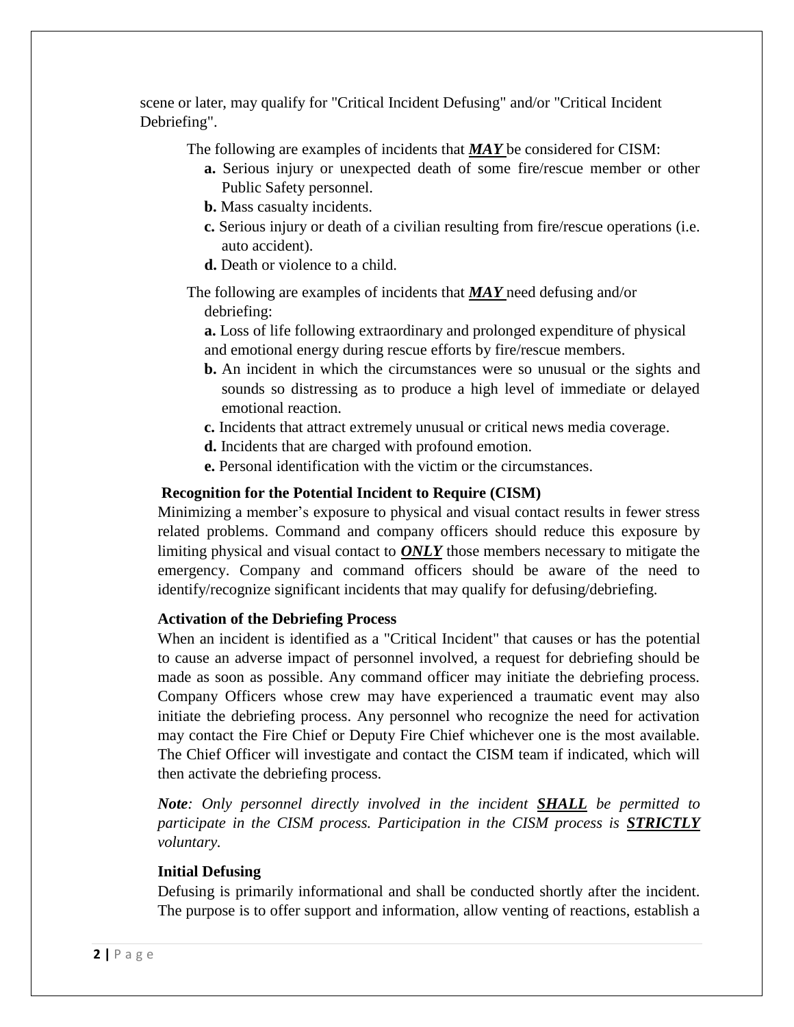scene or later, may qualify for "Critical Incident Defusing" and/or "Critical Incident Debriefing".

The following are examples of incidents that ***MAY*** be considered for CISM:

**a.** Serious injury or unexpected death of some fire/rescue member or other Public Safety personnel.

**b.** Mass casualty incidents.

**c.** Serious injury or death of a civilian resulting from fire/rescue operations (i.e. auto accident).

**d.** Death or violence to a child.

The following are examples of incidents that ***MAY*** need defusing and/or debriefing:

**a.** Loss of life following extraordinary and prolonged expenditure of physical and emotional energy during rescue efforts by fire/rescue members.

**b.** An incident in which the circumstances were so unusual or the sights and sounds so distressing as to produce a high level of immediate or delayed emotional reaction.

**c.** Incidents that attract extremely unusual or critical news media coverage.

**d.** Incidents that are charged with profound emotion.

**e.** Personal identification with the victim or the circumstances.

**Recognition for the Potential Incident to Require (CISM)**

Minimizing a member's exposure to physical and visual contact results in fewer stress related problems. Command and company officers should reduce this exposure by limiting physical and visual contact to ***ONLY*** those members necessary to mitigate the emergency. Company and command officers should be aware of the need to identify/recognize significant incidents that may qualify for defusing/debriefing.

**Activation of the Debriefing Process**

When an incident is identified as a "Critical Incident" that causes or has the potential to cause an adverse impact of personnel involved, a request for debriefing should be made as soon as possible. Any command officer may initiate the debriefing process. Company Officers whose crew may have experienced a traumatic event may also initiate the debriefing process. Any personnel who recognize the need for activation may contact the Fire Chief or Deputy Fire Chief whichever one is the most available. The Chief Officer will investigate and contact the CISM team if indicated, which will then activate the debriefing process.

***Note**: Only personnel directly involved in the incident **SHALL** be permitted to participate in the CISM process. Participation in the CISM process is **STRICTLY** voluntary.*

**Initial Defusing**

Defusing is primarily informational and shall be conducted shortly after the incident. The purpose is to offer support and information, allow venting of reactions, establish a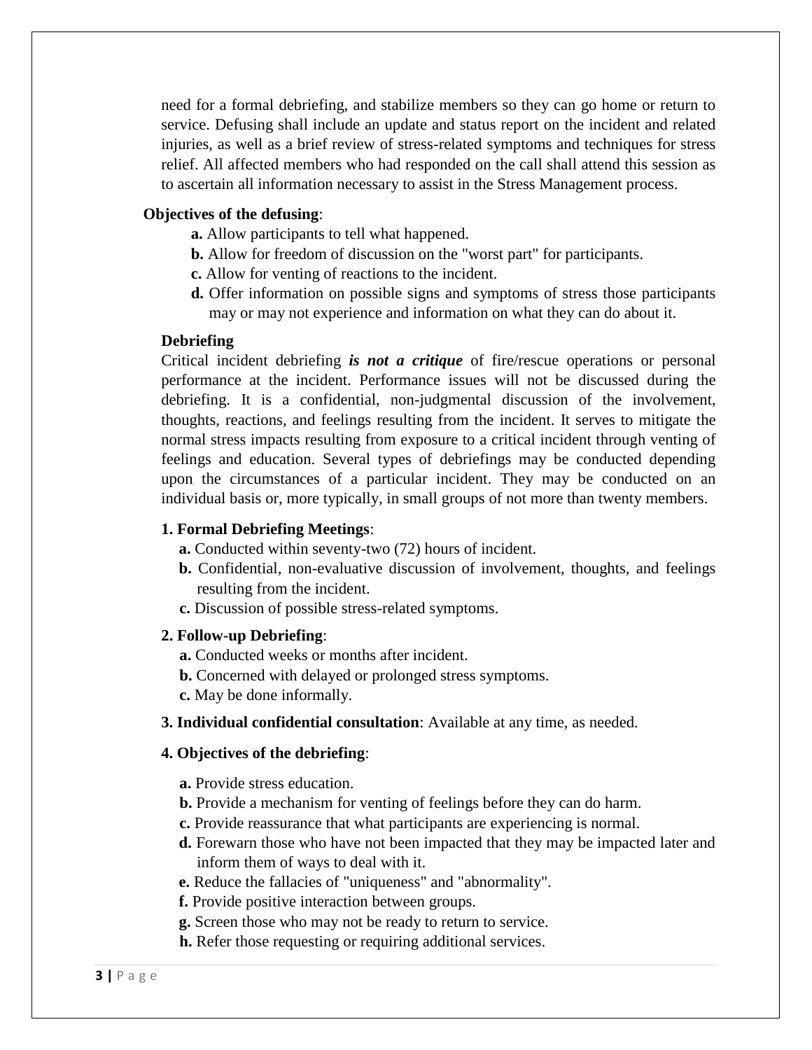need for a formal debriefing, and stabilize members so they can go home or return to service. Defusing shall include an update and status report on the incident and related injuries, as well as a brief review of stress-related symptoms and techniques for stress relief. All affected members who had responded on the call shall attend this session as to ascertain all information necessary to assist in the Stress Management process.

**Objectives of the defusing**:

**a.** Allow participants to tell what happened.

**b.** Allow for freedom of discussion on the "worst part" for participants.

**c.** Allow for venting of reactions to the incident.

**d.** Offer information on possible signs and symptoms of stress those participants may or may not experience and information on what they can do about it.

**Debriefing**

Critical incident debriefing ***is not a critique*** of fire/rescue operations or personal performance at the incident. Performance issues will not be discussed during the debriefing. It is a confidential, non-judgmental discussion of the involvement, thoughts, reactions, and feelings resulting from the incident. It serves to mitigate the normal stress impacts resulting from exposure to a critical incident through venting of feelings and education. Several types of debriefings may be conducted depending upon the circumstances of a particular incident. They may be conducted on an individual basis or, more typically, in small groups of not more than twenty members.

**1. Formal Debriefing Meetings**:

**a.** Conducted within seventy-two (72) hours of incident.

**b.** Confidential, non-evaluative discussion of involvement, thoughts, and feelings resulting from the incident.

**c.** Discussion of possible stress-related symptoms.

**2. Follow-up Debriefing**:

**a.** Conducted weeks or months after incident.

**b.** Concerned with delayed or prolonged stress symptoms.

**c.** May be done informally.

**3. Individual confidential consultation**: Available at any time, as needed.

**4. Objectives of the debriefing**:

**a.** Provide stress education.

**b.** Provide a mechanism for venting of feelings before they can do harm.

**c.** Provide reassurance that what participants are experiencing is normal.

**d.** Forewarn those who have not been impacted that they may be impacted later and inform them of ways to deal with it.

**e.** Reduce the fallacies of "uniqueness" and "abnormality".

**f.** Provide positive interaction between groups.

**g.** Screen those who may not be ready to return to service.

**h.** Refer those requesting or requiring additional services.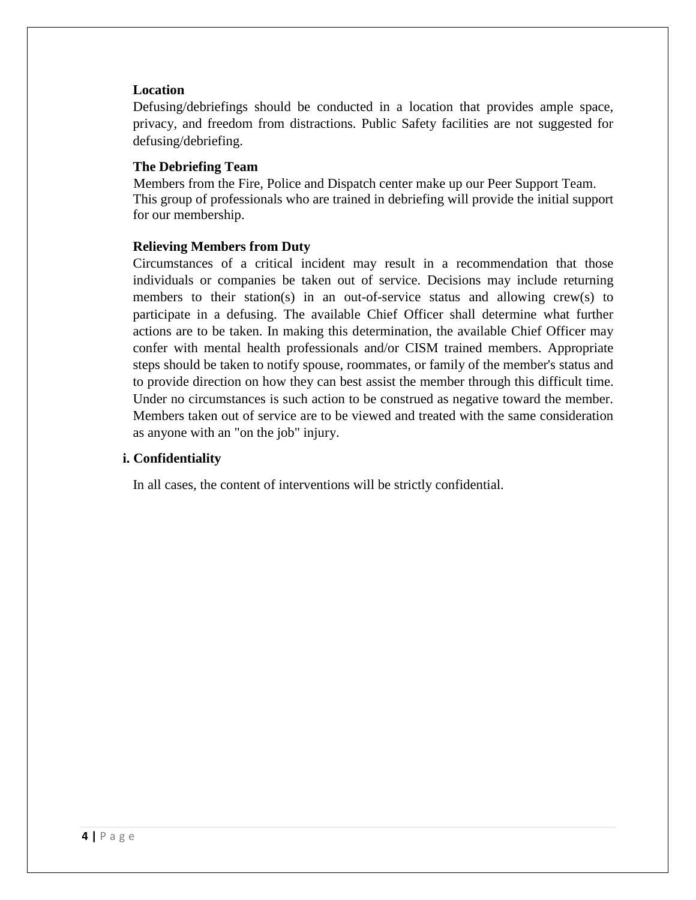**Location**

Defusing/debriefings should be conducted in a location that provides ample space, privacy, and freedom from distractions. Public Safety facilities are not suggested for defusing/debriefing.

**The Debriefing Team**

Members from the Fire, Police and Dispatch center make up our Peer Support Team. This group of professionals who are trained in debriefing will provide the initial support for our membership.

**Relieving Members from Duty**

Circumstances of a critical incident may result in a recommendation that those individuals or companies be taken out of service. Decisions may include returning members to their station(s) in an out-of-service status and allowing crew(s) to participate in a defusing. The available Chief Officer shall determine what further actions are to be taken. In making this determination, the available Chief Officer may confer with mental health professionals and/or CISM trained members. Appropriate steps should be taken to notify spouse, roommates, or family of the member's status and to provide direction on how they can best assist the member through this difficult time. Under no circumstances is such action to be construed as negative toward the member. Members taken out of service are to be viewed and treated with the same consideration as anyone with an "on the job" injury.

**i. Confidentiality**

In all cases, the content of interventions will be strictly confidential.